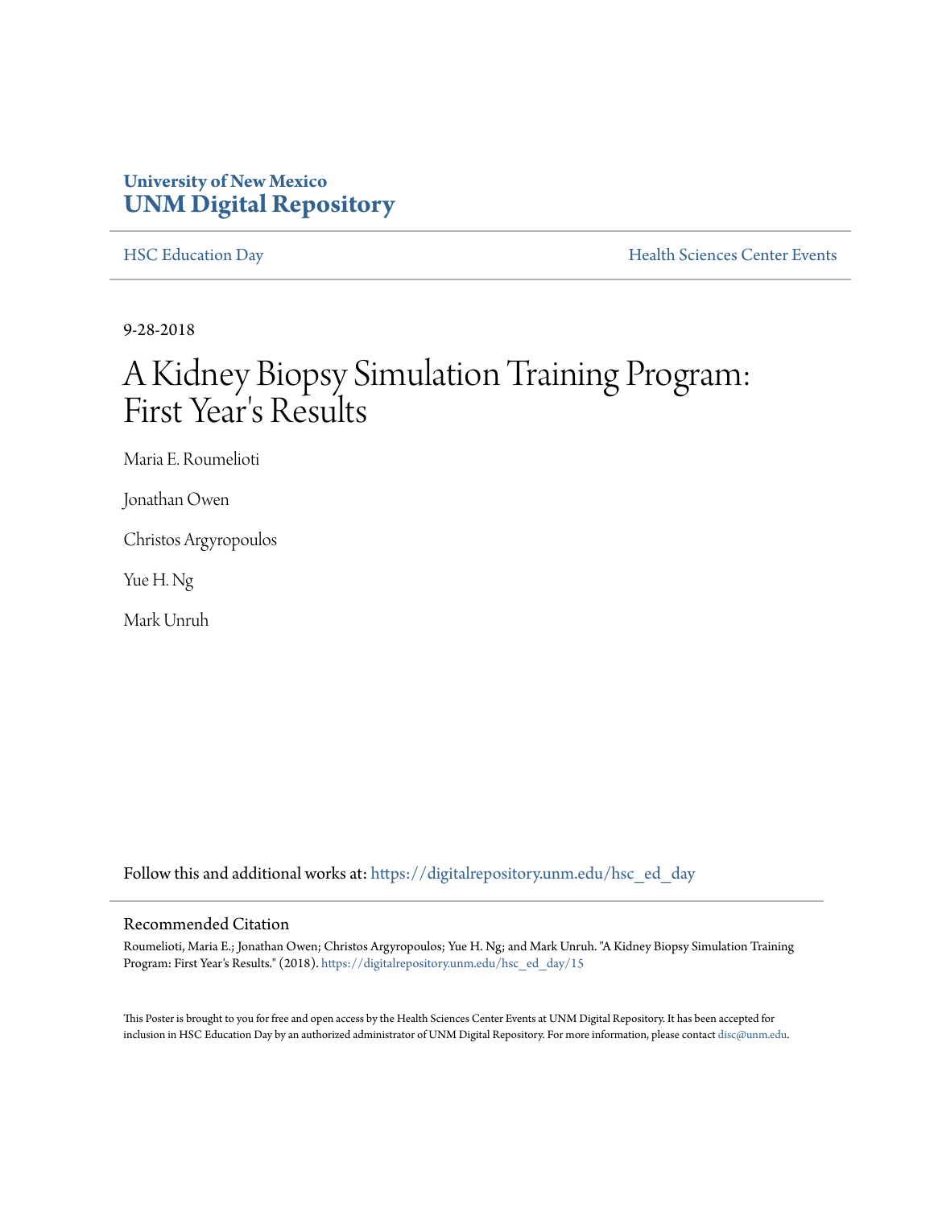University of New Mexico
**UNM Digital Repository**

HSC Education Day | Health Sciences Center Events

9-28-2018

# A Kidney Biopsy Simulation Training Program: First Year's Results

Maria E. Roumelioti

Jonathan Owen

Christos Argyropoulos

Yue H. Ng

Mark Unruh

Follow this and additional works at: https://digitalrepository.unm.edu/hsc_ed_day

## Recommended Citation

Roumelioti, Maria E.; Jonathan Owen; Christos Argyropoulos; Yue H. Ng; and Mark Unruh. "A Kidney Biopsy Simulation Training Program: First Year's Results." (2018). https://digitalrepository.unm.edu/hsc_ed_day/15

This Poster is brought to you for free and open access by the Health Sciences Center Events at UNM Digital Repository. It has been accepted for inclusion in HSC Education Day by an authorized administrator of UNM Digital Repository. For more information, please contact disc@unm.edu.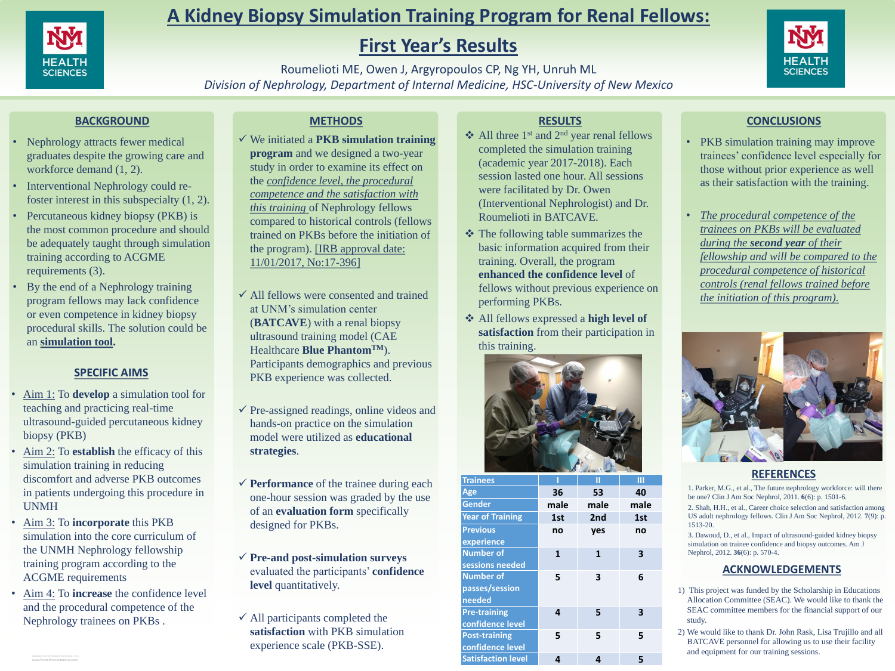# A Kidney Biopsy Simulation Training Program for Renal Fellows: First Year's Results

Roumelioti ME, Owen J, Argyropoulos CP, Ng YH, Unruh ML

*Division of Nephrology, Department of Internal Medicine, HSC-University of New Mexico*

## BACKGROUND

- Nephrology attracts fewer medical graduates despite the growing care and workforce demand (1, 2).
- Interventional Nephrology could re-foster interest in this subspecialty (1, 2).
- Percutaneous kidney biopsy (PKB) is the most common procedure and should be adequately taught through simulation training according to ACGME requirements (3).
- By the end of a Nephrology training program fellows may lack confidence or even competence in kidney biopsy procedural skills. The solution could be an **simulation tool.**

## SPECIFIC AIMS

- Aim 1: To **develop** a simulation tool for teaching and practicing real-time ultrasound-guided percutaneous kidney biopsy (PKB)
- Aim 2: To **establish** the efficacy of this simulation training in reducing discomfort and adverse PKB outcomes in patients undergoing this procedure in UNMH
- Aim 3: To **incorporate** this PKB simulation into the core curriculum of the UNMH Nephrology fellowship training program according to the ACGME requirements
- Aim 4: To **increase** the confidence level and the procedural competence of the Nephrology trainees on PKBs .

## METHODS

- ✓ We initiated a **PKB simulation training program** and we designed a two-year study in order to examine its effect on the *confidence level, the procedural competence and the satisfaction with this training* of Nephrology fellows compared to historical controls (fellows trained on PKBs before the initiation of the program). [IRB approval date: 11/01/2017, No:17-396]
- ✓ All fellows were consented and trained at UNM's simulation center (**BATCAVE**) with a renal biopsy ultrasound training model (CAE Healthcare **Blue Phantom™**). Participants demographics and previous PKB experience was collected.
- ✓ Pre-assigned readings, online videos and hands-on practice on the simulation model were utilized as **educational strategies**.
- ✓ **Performance** of the trainee during each one-hour session was graded by the use of an **evaluation form** specifically designed for PKBs.
- ✓ **Pre-and post-simulation surveys** evaluated the participants' **confidence level** quantitatively.
- ✓ All participants completed the **satisfaction** with PKB simulation experience scale (PKB-SSE).

## RESULTS

- ❖ All three 1st and 2nd year renal fellows completed the simulation training (academic year 2017-2018). Each session lasted one hour. All sessions were facilitated by Dr. Owen (Interventional Nephrologist) and Dr. Roumelioti in BATCAVE.
- ❖ The following table summarizes the basic information acquired from their training. Overall, the program **enhanced the confidence level** of fellows without previous experience on performing PKBs.
- ❖ All fellows expressed a **high level of satisfaction** from their participation in this training.

| Trainees | I | II | III |
|---|---|---|---|
| Age | 36 | 53 | 40 |
| Gender | male | male | male |
| Year of Training | 1st | 2nd | 1st |
| Previous experience | no | yes | no |
| Number of sessions needed | 1 | 1 | 3 |
| Number of passes/session needed | 5 | 3 | 6 |
| Pre-training confidence level | 4 | 5 | 3 |
| Post-training confidence level | 5 | 5 | 5 |
| Satisfaction level | 4 | 4 | 5 |

## CONCLUSIONS

- PKB simulation training may improve trainees' confidence level especially for those without prior experience as well as their satisfaction with the training.
- *The procedural competence of the trainees on PKBs will be evaluated during the **second year** of their fellowship and will be compared to the procedural competence of historical controls (renal fellows trained before the initiation of this program).*

## REFERENCES

1. Parker, M.G., et al., The future nephrology workforce: will there be one? Clin J Am Soc Nephrol, 2011. **6**(6): p. 1501-6.
2. Shah, H.H., et al., Career choice selection and satisfaction among US adult nephrology fellows. Clin J Am Soc Nephrol, 2012. **7**(9): p. 1513-20.
3. Dawoud, D., et al., Impact of ultrasound-guided kidney biopsy simulation on trainee confidence and biopsy outcomes. Am J Nephrol, 2012. **36**(6): p. 570-4.

## ACKNOWLEDGEMENTS

1) This project was funded by the Scholarship in Educations Allocation Committee (SEAC). We would like to thank the SEAC committee members for the financial support of our study.
2) We would like to thank Dr. John Rask, Lisa Trujillo and all BATCAVE personnel for allowing us to use their facility and equipment for our training sessions.